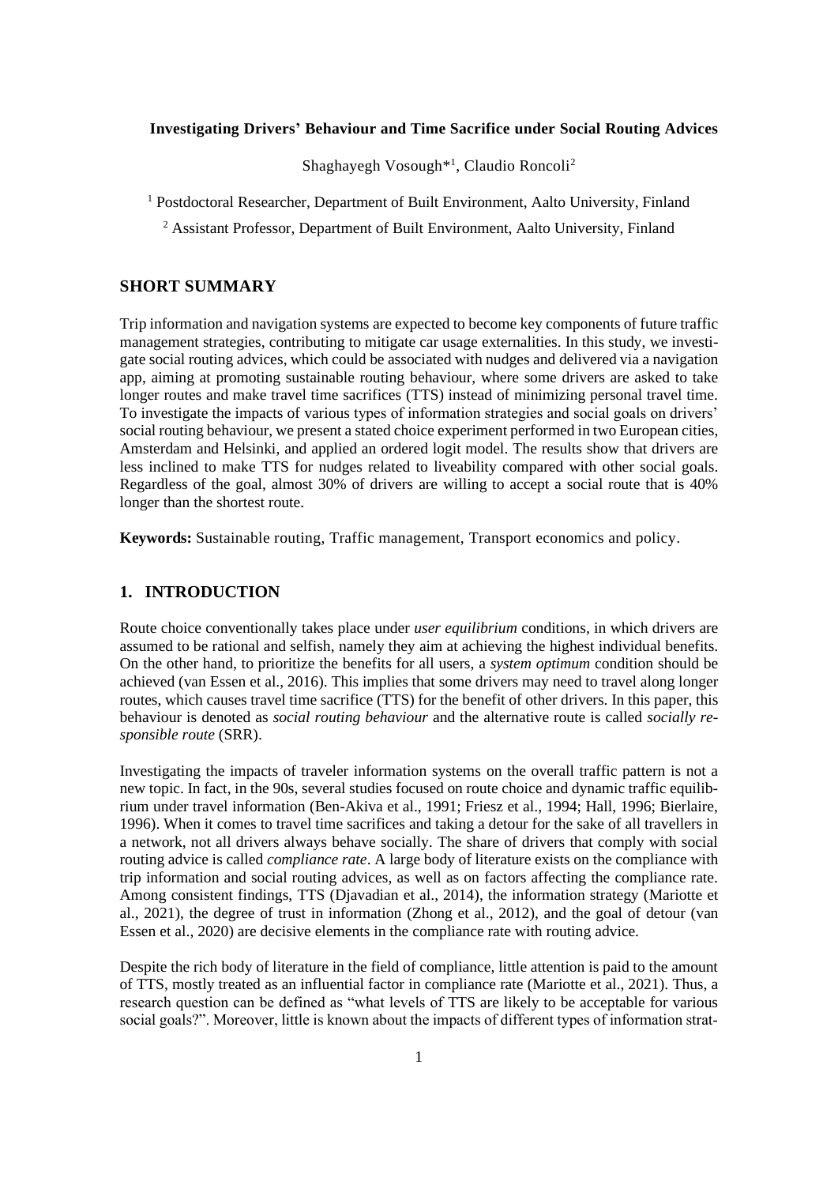**Investigating Drivers' Behaviour and Time Sacrifice under Social Routing Advices**

Shaghayegh Vosough*[1], Claudio Roncoli[2]

[1] Postdoctoral Researcher, Department of Built Environment, Aalto University, Finland

[2] Assistant Professor, Department of Built Environment, Aalto University, Finland

## SHORT SUMMARY

Trip information and navigation systems are expected to become key components of future traffic management strategies, contributing to mitigate car usage externalities. In this study, we investigate social routing advices, which could be associated with nudges and delivered via a navigation app, aiming at promoting sustainable routing behaviour, where some drivers are asked to take longer routes and make travel time sacrifices (TTS) instead of minimizing personal travel time. To investigate the impacts of various types of information strategies and social goals on drivers' social routing behaviour, we present a stated choice experiment performed in two European cities, Amsterdam and Helsinki, and applied an ordered logit model. The results show that drivers are less inclined to make TTS for nudges related to liveability compared with other social goals. Regardless of the goal, almost 30% of drivers are willing to accept a social route that is 40% longer than the shortest route.

**Keywords:** Sustainable routing, Traffic management, Transport economics and policy.

## 1. INTRODUCTION

Route choice conventionally takes place under *user equilibrium* conditions, in which drivers are assumed to be rational and selfish, namely they aim at achieving the highest individual benefits. On the other hand, to prioritize the benefits for all users, a *system optimum* condition should be achieved (van Essen et al., 2016). This implies that some drivers may need to travel along longer routes, which causes travel time sacrifice (TTS) for the benefit of other drivers. In this paper, this behaviour is denoted as *social routing behaviour* and the alternative route is called *socially responsible route* (SRR).

Investigating the impacts of traveler information systems on the overall traffic pattern is not a new topic. In fact, in the 90s, several studies focused on route choice and dynamic traffic equilibrium under travel information (Ben-Akiva et al., 1991; Friesz et al., 1994; Hall, 1996; Bierlaire, 1996). When it comes to travel time sacrifices and taking a detour for the sake of all travellers in a network, not all drivers always behave socially. The share of drivers that comply with social routing advice is called *compliance rate*. A large body of literature exists on the compliance with trip information and social routing advices, as well as on factors affecting the compliance rate. Among consistent findings, TTS (Djavadian et al., 2014), the information strategy (Mariotte et al., 2021), the degree of trust in information (Zhong et al., 2012), and the goal of detour (van Essen et al., 2020) are decisive elements in the compliance rate with routing advice.

Despite the rich body of literature in the field of compliance, little attention is paid to the amount of TTS, mostly treated as an influential factor in compliance rate (Mariotte et al., 2021). Thus, a research question can be defined as "what levels of TTS are likely to be acceptable for various social goals?". Moreover, little is known about the impacts of different types of information strat-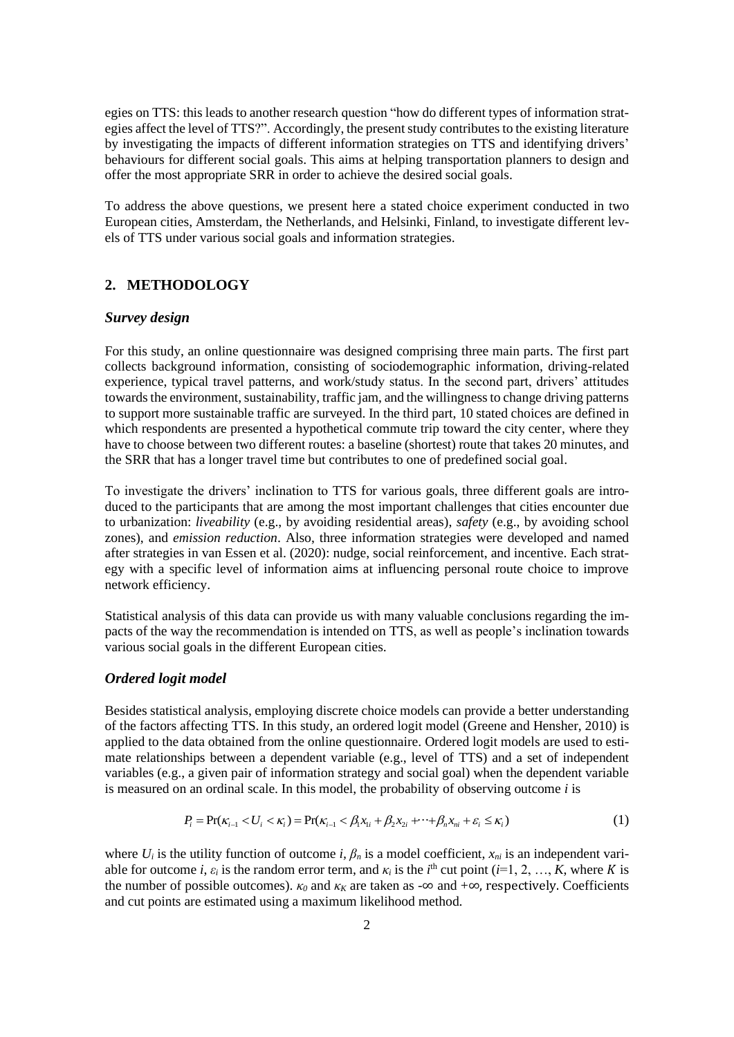egies on TTS: this leads to another research question "how do different types of information strategies affect the level of TTS?". Accordingly, the present study contributes to the existing literature by investigating the impacts of different information strategies on TTS and identifying drivers' behaviours for different social goals. This aims at helping transportation planners to design and offer the most appropriate SRR in order to achieve the desired social goals.

To address the above questions, we present here a stated choice experiment conducted in two European cities, Amsterdam, the Netherlands, and Helsinki, Finland, to investigate different levels of TTS under various social goals and information strategies.

## 2. METHODOLOGY

### *Survey design*

For this study, an online questionnaire was designed comprising three main parts. The first part collects background information, consisting of sociodemographic information, driving-related experience, typical travel patterns, and work/study status. In the second part, drivers' attitudes towards the environment, sustainability, traffic jam, and the willingness to change driving patterns to support more sustainable traffic are surveyed. In the third part, 10 stated choices are defined in which respondents are presented a hypothetical commute trip toward the city center, where they have to choose between two different routes: a baseline (shortest) route that takes 20 minutes, and the SRR that has a longer travel time but contributes to one of predefined social goal.

To investigate the drivers' inclination to TTS for various goals, three different goals are introduced to the participants that are among the most important challenges that cities encounter due to urbanization: *liveability* (e.g., by avoiding residential areas), *safety* (e.g., by avoiding school zones), and *emission reduction*. Also, three information strategies were developed and named after strategies in van Essen et al. (2020): nudge, social reinforcement, and incentive. Each strategy with a specific level of information aims at influencing personal route choice to improve network efficiency.

Statistical analysis of this data can provide us with many valuable conclusions regarding the impacts of the way the recommendation is intended on TTS, as well as people's inclination towards various social goals in the different European cities.

### *Ordered logit model*

Besides statistical analysis, employing discrete choice models can provide a better understanding of the factors affecting TTS. In this study, an ordered logit model (Greene and Hensher, 2010) is applied to the data obtained from the online questionnaire. Ordered logit models are used to estimate relationships between a dependent variable (e.g., level of TTS) and a set of independent variables (e.g., a given pair of information strategy and social goal) when the dependent variable is measured on an ordinal scale. In this model, the probability of observing outcome $i$ is

$$P_i = \Pr(\kappa_{i-1} < U_i < \kappa_i) = \Pr(\kappa_{i-1} < \beta_1 x_{1i} + \beta_2 x_{2i} + \cdots + \beta_n x_{ni} + \varepsilon_i \leq \kappa_i) \tag{1}$$

where $U_i$ is the utility function of outcome $i$, $\beta_n$ is a model coefficient, $x_{ni}$ is an independent variable for outcome $i$, $\varepsilon_i$ is the random error term, and $\kappa_i$ is the $i^{\text{th}}$ cut point ($i$=1, 2, …, $K$, where $K$ is the number of possible outcomes). $\kappa_0$ and $\kappa_K$ are taken as $-\infty$ and $+\infty$, respectively. Coefficients and cut points are estimated using a maximum likelihood method.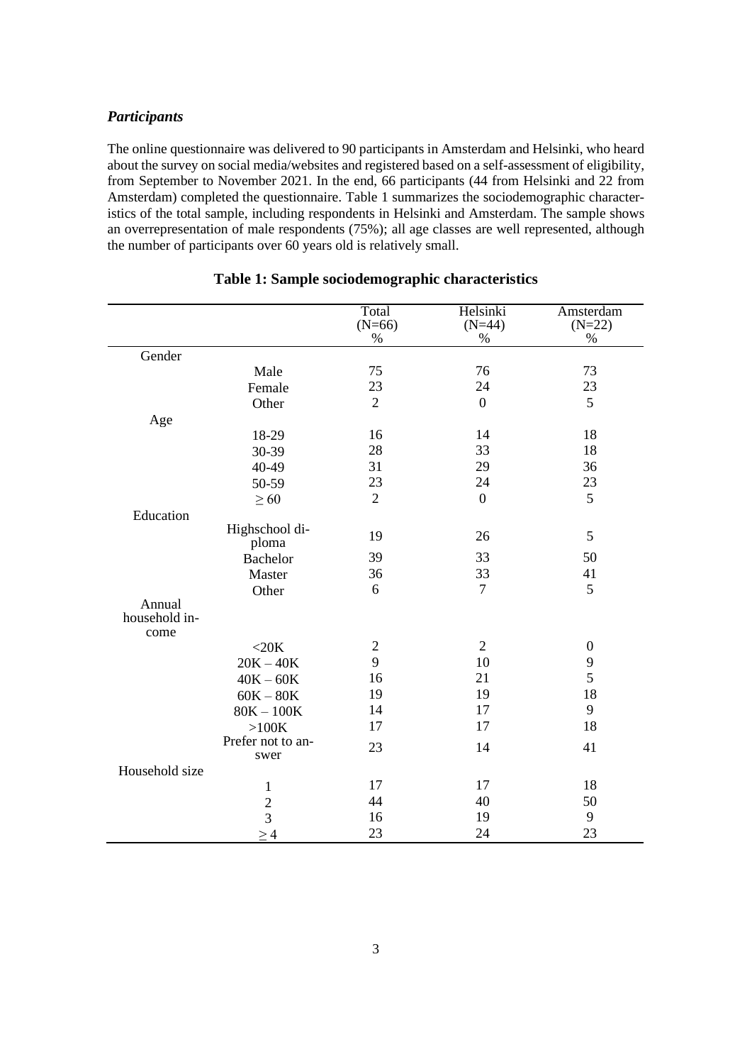### *Participants*

The online questionnaire was delivered to 90 participants in Amsterdam and Helsinki, who heard about the survey on social media/websites and registered based on a self-assessment of eligibility, from September to November 2021. In the end, 66 participants (44 from Helsinki and 22 from Amsterdam) completed the questionnaire. Table 1 summarizes the sociodemographic characteristics of the total sample, including respondents in Helsinki and Amsterdam. The sample shows an overrepresentation of male respondents (75%); all age classes are well represented, although the number of participants over 60 years old is relatively small.

**Table 1: Sample sociodemographic characteristics**

| | | Total (N=66) % | Helsinki (N=44) % | Amsterdam (N=22) % |
|---|---|---|---|---|
| Gender | | | | |
| | Male | 75 | 76 | 73 |
| | Female | 23 | 24 | 23 |
| | Other | 2 | 0 | 5 |
| Age | | | | |
| | 18-29 | 16 | 14 | 18 |
| | 30-39 | 28 | 33 | 18 |
| | 40-49 | 31 | 29 | 36 |
| | 50-59 | 23 | 24 | 23 |
| | $\geq 60$ | 2 | 0 | 5 |
| Education | | | | |
| | Highschool diploma | 19 | 26 | 5 |
| | Bachelor | 39 | 33 | 50 |
| | Master | 36 | 33 | 41 |
| | Other | 6 | 7 | 5 |
| Annual household income | | | | |
| | <20K | 2 | 2 | 0 |
| | 20K – 40K | 9 | 10 | 9 |
| | 40K – 60K | 16 | 21 | 5 |
| | 60K – 80K | 19 | 19 | 18 |
| | 80K – 100K | 14 | 17 | 9 |
| | >100K | 17 | 17 | 18 |
| | Prefer not to answer | 23 | 14 | 41 |
| Household size | | | | |
| | 1 | 17 | 17 | 18 |
| | 2 | 44 | 40 | 50 |
| | 3 | 16 | 19 | 9 |
| | $\geq 4$ | 23 | 24 | 23 |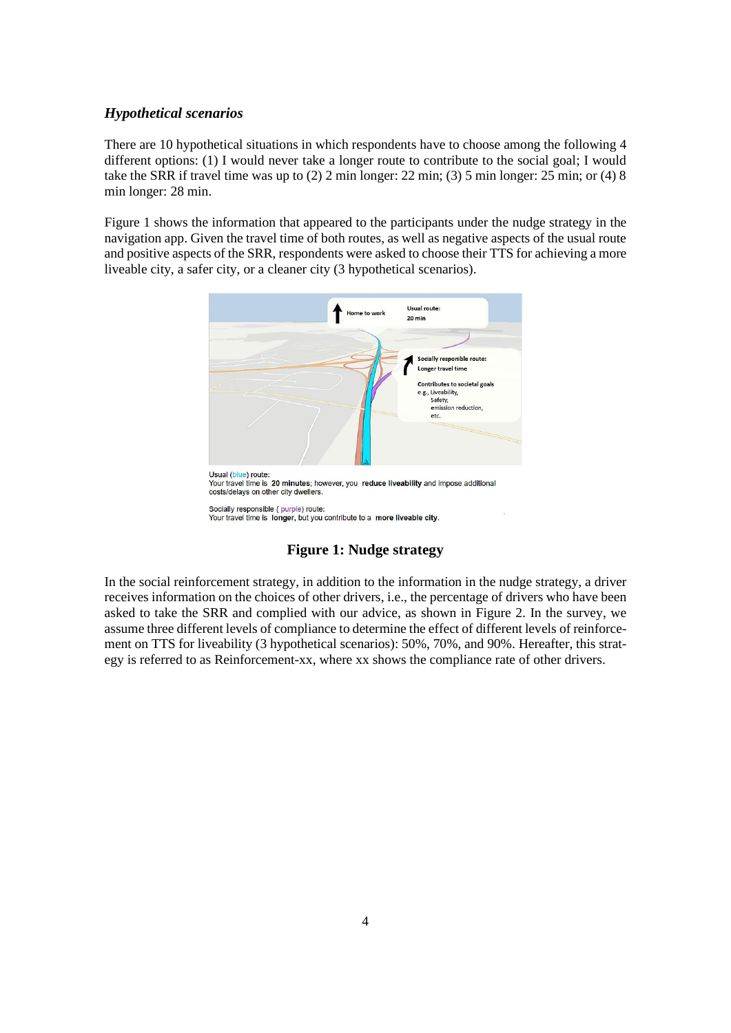### *Hypothetical scenarios*

There are 10 hypothetical situations in which respondents have to choose among the following 4 different options: (1) I would never take a longer route to contribute to the social goal; I would take the SRR if travel time was up to (2) 2 min longer: 22 min; (3) 5 min longer: 25 min; or (4) 8 min longer: 28 min.

Figure 1 shows the information that appeared to the participants under the nudge strategy in the navigation app. Given the travel time of both routes, as well as negative aspects of the usual route and positive aspects of the SRR, respondents were asked to choose their TTS for achieving a more liveable city, a safer city, or a cleaner city (3 hypothetical scenarios).

Usual (blue) route:
Your travel time is **20 minutes**; however, you **reduce liveability** and impose additional costs/delays on other city dwellers.

Socially responsible (purple) route:
Your travel time is **longer**, but you contribute to a **more liveable city**.

**Figure 1: Nudge strategy**

In the social reinforcement strategy, in addition to the information in the nudge strategy, a driver receives information on the choices of other drivers, i.e., the percentage of drivers who have been asked to take the SRR and complied with our advice, as shown in Figure 2. In the survey, we assume three different levels of compliance to determine the effect of different levels of reinforcement on TTS for liveability (3 hypothetical scenarios): 50%, 70%, and 90%. Hereafter, this strategy is referred to as Reinforcement-xx, where xx shows the compliance rate of other drivers.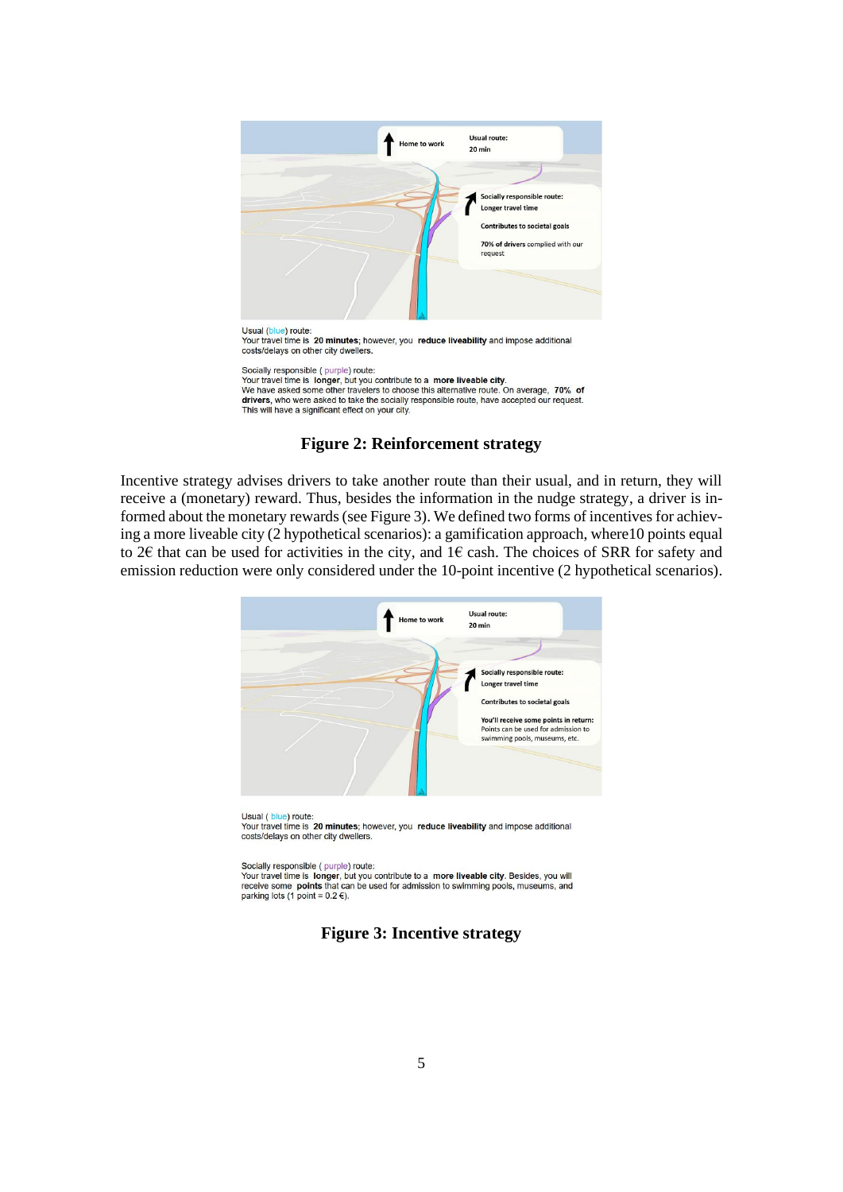Usual (blue) route:
Your travel time is **20 minutes**; however, you **reduce liveability** and impose additional costs/delays on other city dwellers.

Socially responsible (purple) route:
Your travel time is **longer**, but you contribute to a **more liveable city**.
We have asked some other travelers to choose this alternative route. On average, **70% of drivers**, who were asked to take the socially responsible route, have accepted our request. This will have a significant effect on your city.

**Figure 2: Reinforcement strategy**

Incentive strategy advises drivers to take another route than their usual, and in return, they will receive a (monetary) reward. Thus, besides the information in the nudge strategy, a driver is informed about the monetary rewards (see Figure 3). We defined two forms of incentives for achieving a more liveable city (2 hypothetical scenarios): a gamification approach, where10 points equal to 2€ that can be used for activities in the city, and 1€ cash. The choices of SRR for safety and emission reduction were only considered under the 10-point incentive (2 hypothetical scenarios).

Usual (blue) route:
Your travel time is **20 minutes**; however, you **reduce liveability** and impose additional costs/delays on other city dwellers.

Socially responsible (purple) route:
Your travel time is **longer**, but you contribute to a **more liveable city**. Besides, you will receive some **points** that can be used for admission to swimming pools, museums, and parking lots (1 point = 0.2 €).

**Figure 3: Incentive strategy**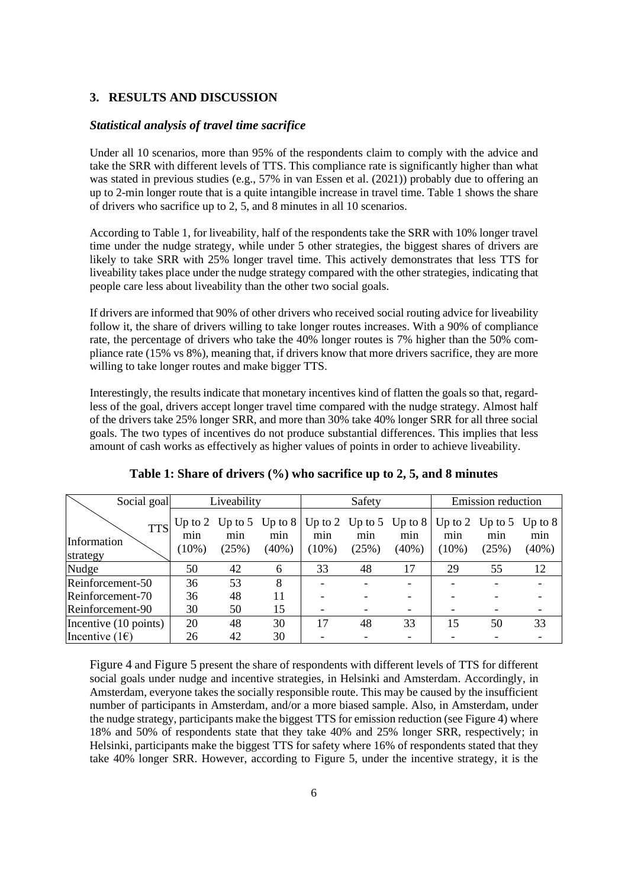## 3. RESULTS AND DISCUSSION

### *Statistical analysis of travel time sacrifice*

Under all 10 scenarios, more than 95% of the respondents claim to comply with the advice and take the SRR with different levels of TTS. This compliance rate is significantly higher than what was stated in previous studies (e.g., 57% in van Essen et al. (2021)) probably due to offering an up to 2-min longer route that is a quite intangible increase in travel time. Table 1 shows the share of drivers who sacrifice up to 2, 5, and 8 minutes in all 10 scenarios.

According to Table 1, for liveability, half of the respondents take the SRR with 10% longer travel time under the nudge strategy, while under 5 other strategies, the biggest shares of drivers are likely to take SRR with 25% longer travel time. This actively demonstrates that less TTS for liveability takes place under the nudge strategy compared with the other strategies, indicating that people care less about liveability than the other two social goals.

If drivers are informed that 90% of other drivers who received social routing advice for liveability follow it, the share of drivers willing to take longer routes increases. With a 90% of compliance rate, the percentage of drivers who take the 40% longer routes is 7% higher than the 50% compliance rate (15% vs 8%), meaning that, if drivers know that more drivers sacrifice, they are more willing to take longer routes and make bigger TTS.

Interestingly, the results indicate that monetary incentives kind of flatten the goals so that, regardless of the goal, drivers accept longer travel time compared with the nudge strategy. Almost half of the drivers take 25% longer SRR, and more than 30% take 40% longer SRR for all three social goals. The two types of incentives do not produce substantial differences. This implies that less amount of cash works as effectively as higher values of points in order to achieve liveability.

**Table 1: Share of drivers (%) who sacrifice up to 2, 5, and 8 minutes**

| Social goal / TTS / Information strategy | Liveability | | | Safety | | | Emission reduction | | |
|---|---|---|---|---|---|---|---|---|---|
| | Up to 2 min (10%) | Up to 5 min (25%) | Up to 8 min (40%) | Up to 2 min (10%) | Up to 5 min (25%) | Up to 8 min (40%) | Up to 2 min (10%) | Up to 5 min (25%) | Up to 8 min (40%) |
| Nudge | 50 | 42 | 6 | 33 | 48 | 17 | 29 | 55 | 12 |
| Reinforcement-50 | 36 | 53 | 8 | - | - | - | - | - | - |
| Reinforcement-70 | 36 | 48 | 11 | - | - | - | - | - | - |
| Reinforcement-90 | 30 | 50 | 15 | - | - | - | - | - | - |
| Incentive (10 points) | 20 | 48 | 30 | 17 | 48 | 33 | 15 | 50 | 33 |
| Incentive (1€) | 26 | 42 | 30 | - | - | - | - | - | - |

Figure 4 and Figure 5 present the share of respondents with different levels of TTS for different social goals under nudge and incentive strategies, in Helsinki and Amsterdam. Accordingly, in Amsterdam, everyone takes the socially responsible route. This may be caused by the insufficient number of participants in Amsterdam, and/or a more biased sample. Also, in Amsterdam, under the nudge strategy, participants make the biggest TTS for emission reduction (see Figure 4) where 18% and 50% of respondents state that they take 40% and 25% longer SRR, respectively; in Helsinki, participants make the biggest TTS for safety where 16% of respondents stated that they take 40% longer SRR. However, according to Figure 5, under the incentive strategy, it is the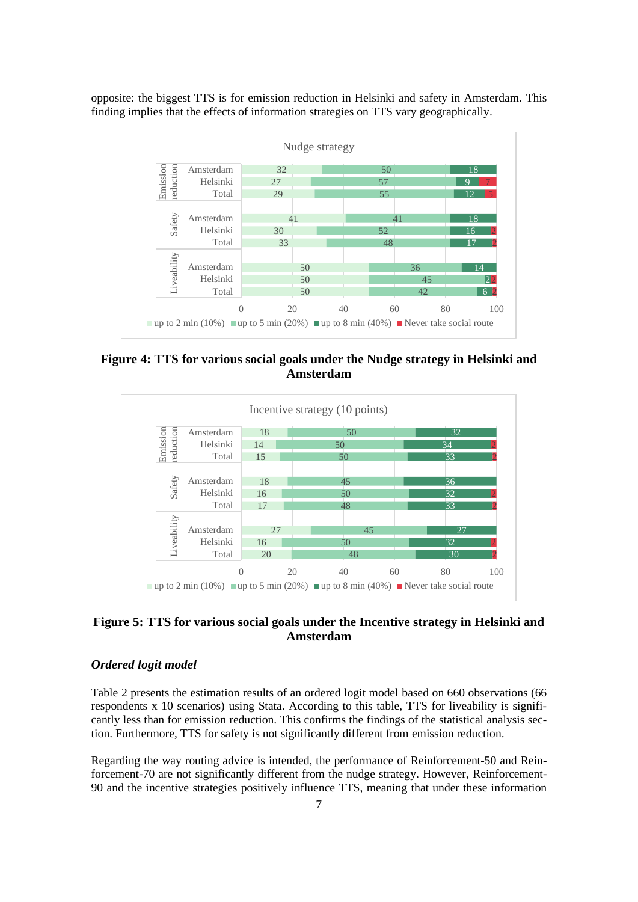opposite: the biggest TTS is for emission reduction in Helsinki and safety in Amsterdam. This finding implies that the effects of information strategies on TTS vary geographically.

**Figure 4: TTS for various social goals under the Nudge strategy in Helsinki and Amsterdam**

**Figure 5: TTS for various social goals under the Incentive strategy in Helsinki and Amsterdam**

### *Ordered logit model*

Table 2 presents the estimation results of an ordered logit model based on 660 observations (66 respondents x 10 scenarios) using Stata. According to this table, TTS for liveability is significantly less than for emission reduction. This confirms the findings of the statistical analysis section. Furthermore, TTS for safety is not significantly different from emission reduction.

Regarding the way routing advice is intended, the performance of Reinforcement-50 and Reinforcement-70 are not significantly different from the nudge strategy. However, Reinforcement-90 and the incentive strategies positively influence TTS, meaning that under these information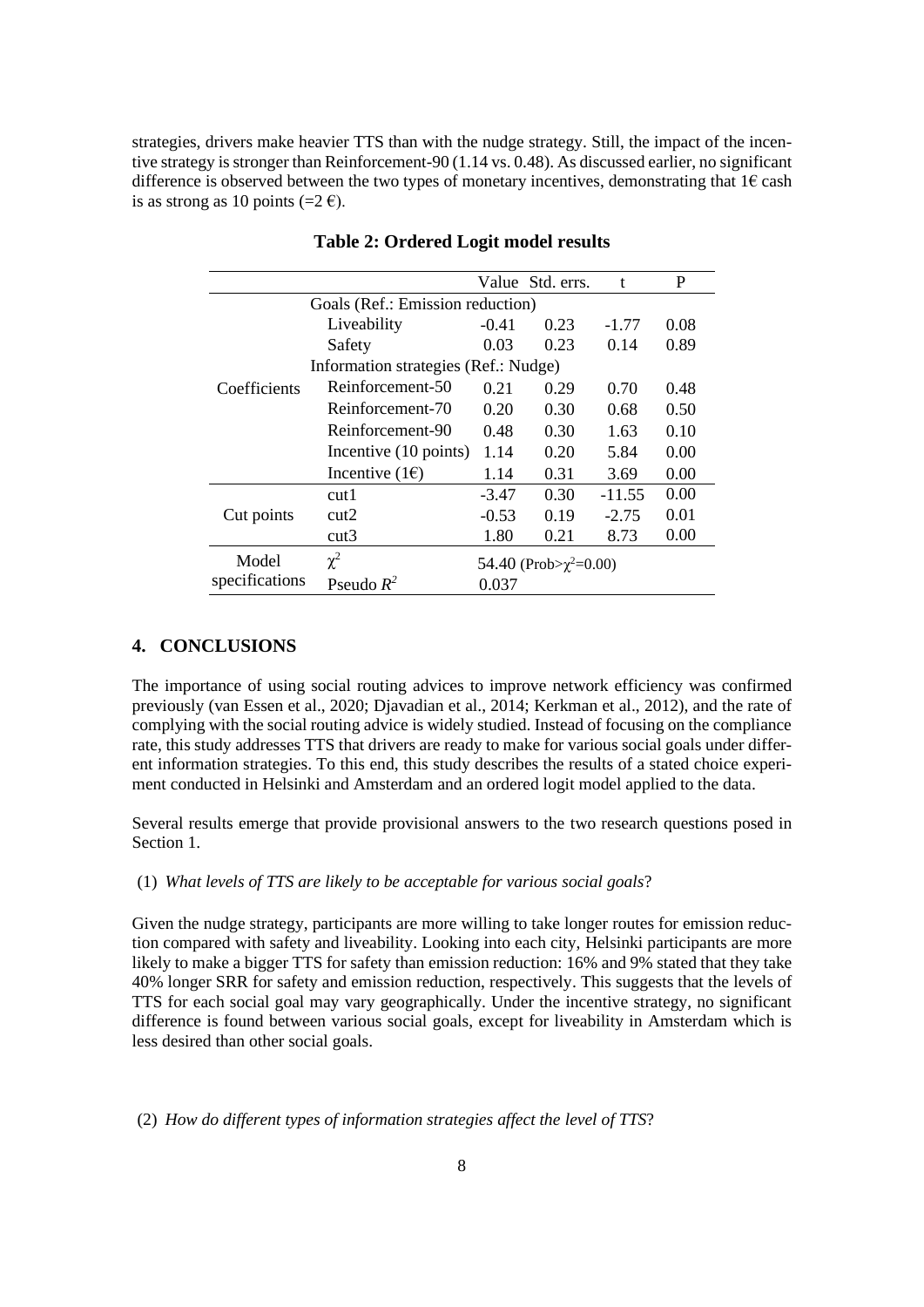strategies, drivers make heavier TTS than with the nudge strategy. Still, the impact of the incentive strategy is stronger than Reinforcement-90 (1.14 vs. 0.48). As discussed earlier, no significant difference is observed between the two types of monetary incentives, demonstrating that 1€ cash is as strong as 10 points (=2 €).

**Table 2: Ordered Logit model results**

| | | Value | Std. errs. | t | P |
|---|---|---|---|---|---|
| Coefficients | Goals (Ref.: Emission reduction) | | | | |
| | Liveability | -0.41 | 0.23 | -1.77 | 0.08 |
| | Safety | 0.03 | 0.23 | 0.14 | 0.89 |
| | Information strategies (Ref.: Nudge) | | | | |
| | Reinforcement-50 | 0.21 | 0.29 | 0.70 | 0.48 |
| | Reinforcement-70 | 0.20 | 0.30 | 0.68 | 0.50 |
| | Reinforcement-90 | 0.48 | 0.30 | 1.63 | 0.10 |
| | Incentive (10 points) | 1.14 | 0.20 | 5.84 | 0.00 |
| | Incentive (1€) | 1.14 | 0.31 | 3.69 | 0.00 |
| Cut points | cut1 | -3.47 | 0.30 | -11.55 | 0.00 |
| | cut2 | -0.53 | 0.19 | -2.75 | 0.01 |
| | cut3 | 1.80 | 0.21 | 8.73 | 0.00 |
| Model specifications | $\chi^2$ | 54.40 (Prob>$\chi^2$=0.00) | | | |
| | Pseudo $R^2$ | 0.037 | | | |

## 4. CONCLUSIONS

The importance of using social routing advices to improve network efficiency was confirmed previously (van Essen et al., 2020; Djavadian et al., 2014; Kerkman et al., 2012), and the rate of complying with the social routing advice is widely studied. Instead of focusing on the compliance rate, this study addresses TTS that drivers are ready to make for various social goals under different information strategies. To this end, this study describes the results of a stated choice experiment conducted in Helsinki and Amsterdam and an ordered logit model applied to the data.

Several results emerge that provide provisional answers to the two research questions posed in Section 1.

(1) *What levels of TTS are likely to be acceptable for various social goals*?

Given the nudge strategy, participants are more willing to take longer routes for emission reduction compared with safety and liveability. Looking into each city, Helsinki participants are more likely to make a bigger TTS for safety than emission reduction: 16% and 9% stated that they take 40% longer SRR for safety and emission reduction, respectively. This suggests that the levels of TTS for each social goal may vary geographically. Under the incentive strategy, no significant difference is found between various social goals, except for liveability in Amsterdam which is less desired than other social goals.

(2) *How do different types of information strategies affect the level of TTS*?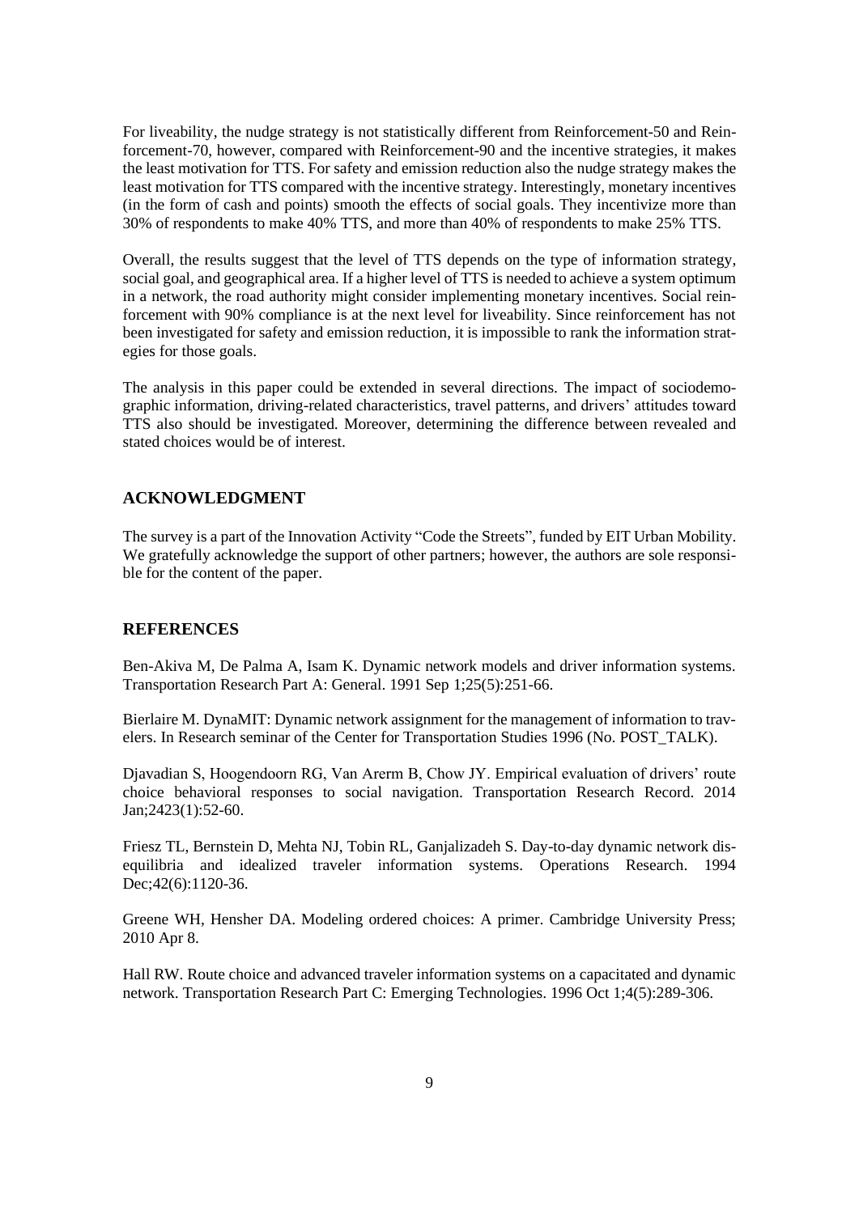For liveability, the nudge strategy is not statistically different from Reinforcement-50 and Reinforcement-70, however, compared with Reinforcement-90 and the incentive strategies, it makes the least motivation for TTS. For safety and emission reduction also the nudge strategy makes the least motivation for TTS compared with the incentive strategy. Interestingly, monetary incentives (in the form of cash and points) smooth the effects of social goals. They incentivize more than 30% of respondents to make 40% TTS, and more than 40% of respondents to make 25% TTS.

Overall, the results suggest that the level of TTS depends on the type of information strategy, social goal, and geographical area. If a higher level of TTS is needed to achieve a system optimum in a network, the road authority might consider implementing monetary incentives. Social reinforcement with 90% compliance is at the next level for liveability. Since reinforcement has not been investigated for safety and emission reduction, it is impossible to rank the information strategies for those goals.

The analysis in this paper could be extended in several directions. The impact of sociodemographic information, driving-related characteristics, travel patterns, and drivers' attitudes toward TTS also should be investigated. Moreover, determining the difference between revealed and stated choices would be of interest.

## ACKNOWLEDGMENT

The survey is a part of the Innovation Activity "Code the Streets", funded by EIT Urban Mobility. We gratefully acknowledge the support of other partners; however, the authors are sole responsible for the content of the paper.

## REFERENCES

Ben-Akiva M, De Palma A, Isam K. Dynamic network models and driver information systems. Transportation Research Part A: General. 1991 Sep 1;25(5):251-66.

Bierlaire M. DynaMIT: Dynamic network assignment for the management of information to travelers. In Research seminar of the Center for Transportation Studies 1996 (No. POST_TALK).

Djavadian S, Hoogendoorn RG, Van Arerm B, Chow JY. Empirical evaluation of drivers' route choice behavioral responses to social navigation. Transportation Research Record. 2014 Jan;2423(1):52-60.

Friesz TL, Bernstein D, Mehta NJ, Tobin RL, Ganjalizadeh S. Day-to-day dynamic network disequilibria and idealized traveler information systems. Operations Research. 1994 Dec;42(6):1120-36.

Greene WH, Hensher DA. Modeling ordered choices: A primer. Cambridge University Press; 2010 Apr 8.

Hall RW. Route choice and advanced traveler information systems on a capacitated and dynamic network. Transportation Research Part C: Emerging Technologies. 1996 Oct 1;4(5):289-306.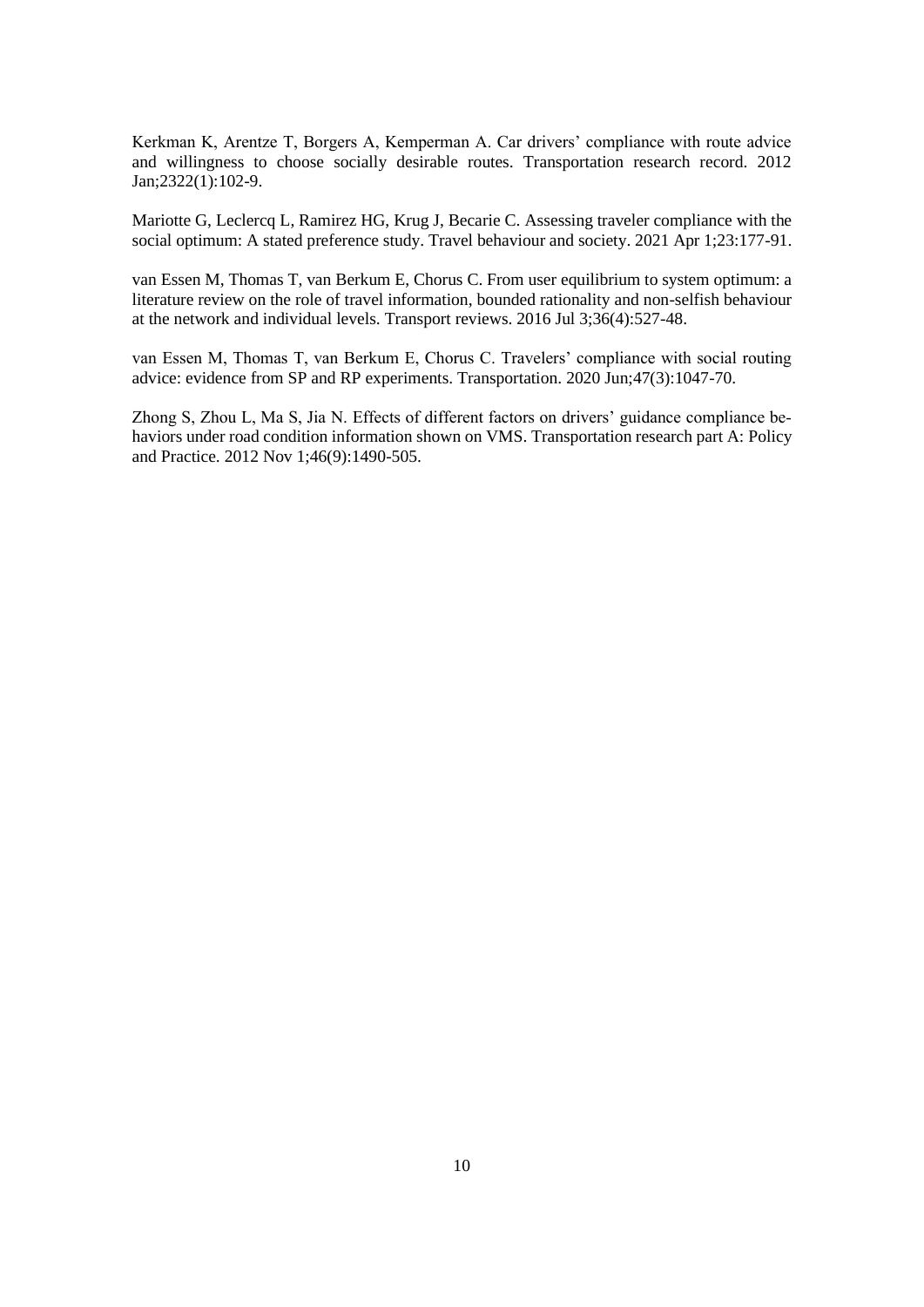Kerkman K, Arentze T, Borgers A, Kemperman A. Car drivers' compliance with route advice and willingness to choose socially desirable routes. Transportation research record. 2012 Jan;2322(1):102-9.

Mariotte G, Leclercq L, Ramirez HG, Krug J, Becarie C. Assessing traveler compliance with the social optimum: A stated preference study. Travel behaviour and society. 2021 Apr 1;23:177-91.

van Essen M, Thomas T, van Berkum E, Chorus C. From user equilibrium to system optimum: a literature review on the role of travel information, bounded rationality and non-selfish behaviour at the network and individual levels. Transport reviews. 2016 Jul 3;36(4):527-48.

van Essen M, Thomas T, van Berkum E, Chorus C. Travelers' compliance with social routing advice: evidence from SP and RP experiments. Transportation. 2020 Jun;47(3):1047-70.

Zhong S, Zhou L, Ma S, Jia N. Effects of different factors on drivers' guidance compliance behaviors under road condition information shown on VMS. Transportation research part A: Policy and Practice. 2012 Nov 1;46(9):1490-505.